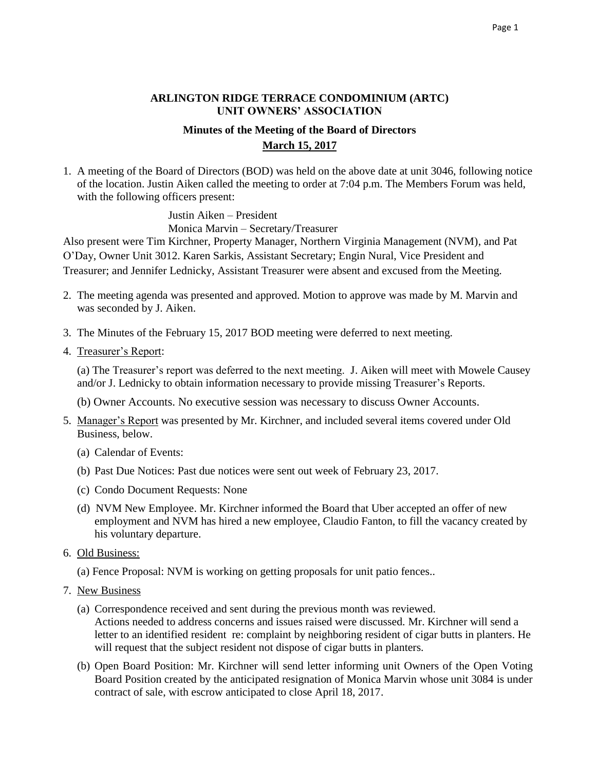**ARLINGTON RIDGE TERRACE CONDOMINIUM (ARTC)**
**UNIT OWNERS' ASSOCIATION**

**Minutes of the Meeting of the Board of Directors**

**March 15, 2017**

1. A meeting of the Board of Directors (BOD) was held on the above date at unit 3046, following notice of the location. Justin Aiken called the meeting to order at 7:04 p.m. The Members Forum was held, with the following officers present:

   Justin Aiken – President
   Monica Marvin – Secretary/Treasurer

Also present were Tim Kirchner, Property Manager, Northern Virginia Management (NVM), and Pat O'Day, Owner Unit 3012. Karen Sarkis, Assistant Secretary; Engin Nural, Vice President and Treasurer; and Jennifer Lednicky, Assistant Treasurer were absent and excused from the Meeting.

2. The meeting agenda was presented and approved. Motion to approve was made by M. Marvin and was seconded by J. Aiken.

3. The Minutes of the February 15, 2017 BOD meeting were deferred to next meeting.

4. Treasurer's Report:

   (a) The Treasurer's report was deferred to the next meeting. J. Aiken will meet with Mowele Causey and/or J. Lednicky to obtain information necessary to provide missing Treasurer's Reports.

   (b) Owner Accounts. No executive session was necessary to discuss Owner Accounts.

5. Manager's Report was presented by Mr. Kirchner, and included several items covered under Old Business, below.

   (a) Calendar of Events:

   (b) Past Due Notices: Past due notices were sent out week of February 23, 2017.

   (c) Condo Document Requests: None

   (d) NVM New Employee. Mr. Kirchner informed the Board that Uber accepted an offer of new employment and NVM has hired a new employee, Claudio Fanton, to fill the vacancy created by his voluntary departure.

6. Old Business:

   (a) Fence Proposal: NVM is working on getting proposals for unit patio fences..

7. New Business

   (a) Correspondence received and sent during the previous month was reviewed.
   Actions needed to address concerns and issues raised were discussed. Mr. Kirchner will send a letter to an identified resident re: complaint by neighboring resident of cigar butts in planters. He will request that the subject resident not dispose of cigar butts in planters.

   (b) Open Board Position: Mr. Kirchner will send letter informing unit Owners of the Open Voting Board Position created by the anticipated resignation of Monica Marvin whose unit 3084 is under contract of sale, with escrow anticipated to close April 18, 2017.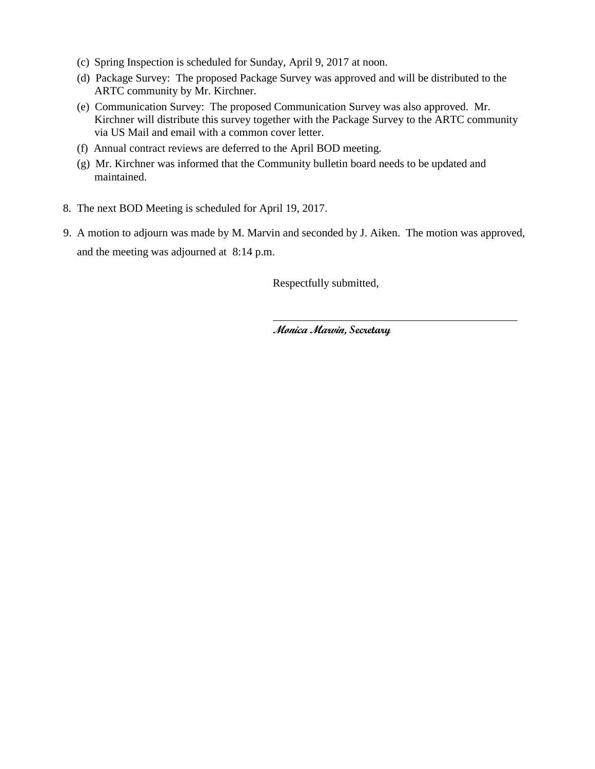(c) Spring Inspection is scheduled for Sunday, April 9, 2017 at noon.

(d) Package Survey: The proposed Package Survey was approved and will be distributed to the ARTC community by Mr. Kirchner.

(e) Communication Survey: The proposed Communication Survey was also approved. Mr. Kirchner will distribute this survey together with the Package Survey to the ARTC community via US Mail and email with a common cover letter.

(f) Annual contract reviews are deferred to the April BOD meeting.

(g) Mr. Kirchner was informed that the Community bulletin board needs to be updated and maintained.

8. The next BOD Meeting is scheduled for April 19, 2017.

9. A motion to adjourn was made by M. Marvin and seconded by J. Aiken. The motion was approved, and the meeting was adjourned at 8:14 p.m.

Respectfully submitted,

_______________________________

***Monica Marvin, Secretary***